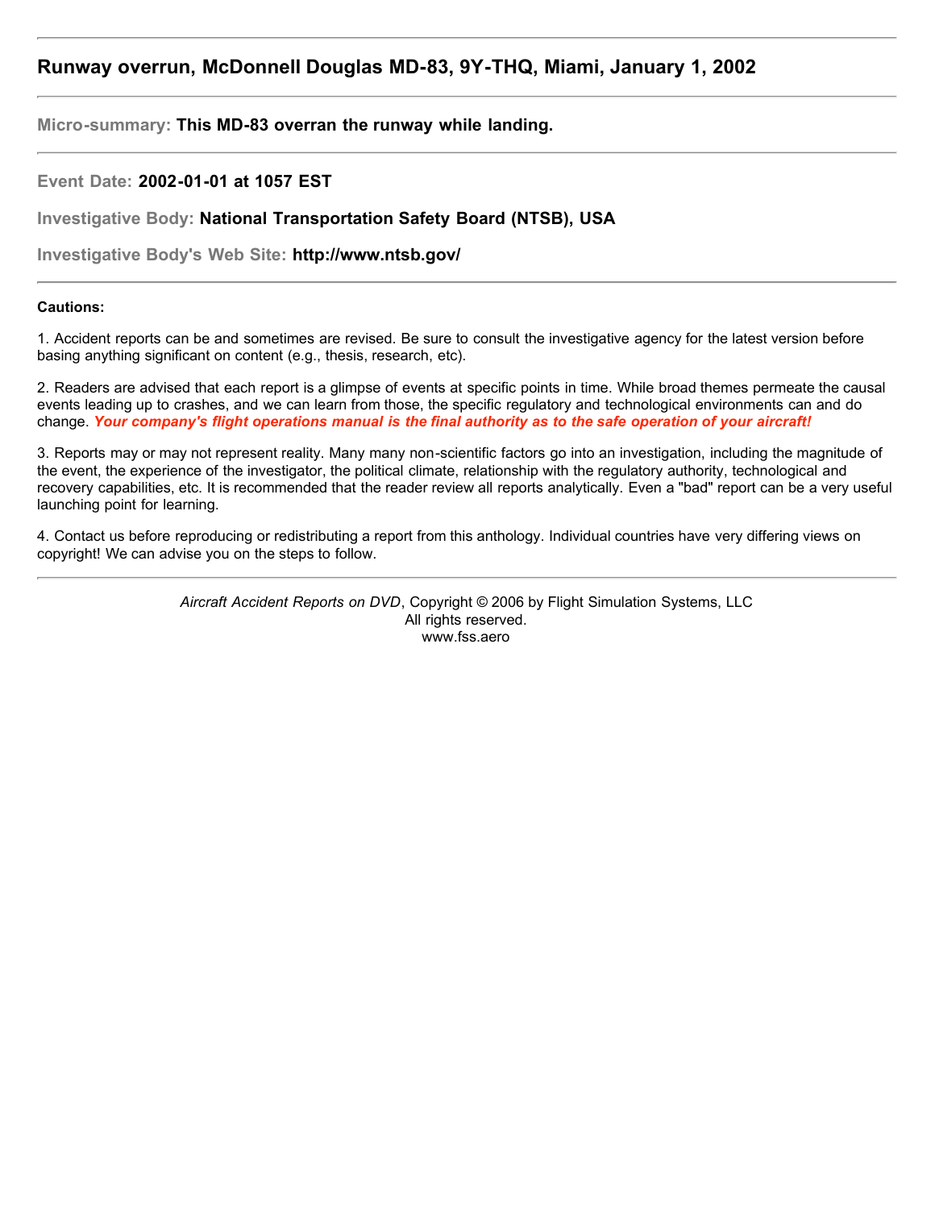# Runway overrun, McDonnell Douglas MD-83, 9Y-THQ, Miami, January 1, 2002

---

**Micro-summary:** **This MD-83 overran the runway while landing.**

---

**Event Date:** **2002-01-01 at 1057 EST**

**Investigative Body:** **National Transportation Safety Board (NTSB), USA**

**Investigative Body's Web Site:** **http://www.ntsb.gov/**

---

**Cautions:**

1. Accident reports can be and sometimes are revised. Be sure to consult the investigative agency for the latest version before basing anything significant on content (e.g., thesis, research, etc).

2. Readers are advised that each report is a glimpse of events at specific points in time. While broad themes permeate the causal events leading up to crashes, and we can learn from those, the specific regulatory and technological environments can and do change. ***Your company's flight operations manual is the final authority as to the safe operation of your aircraft!***

3. Reports may or may not represent reality. Many many non-scientific factors go into an investigation, including the magnitude of the event, the experience of the investigator, the political climate, relationship with the regulatory authority, technological and recovery capabilities, etc. It is recommended that the reader review all reports analytically. Even a "bad" report can be a very useful launching point for learning.

4. Contact us before reproducing or redistributing a report from this anthology. Individual countries have very differing views on copyright! We can advise you on the steps to follow.

---

*Aircraft Accident Reports on DVD*, Copyright © 2006 by Flight Simulation Systems, LLC
All rights reserved.
www.fss.aero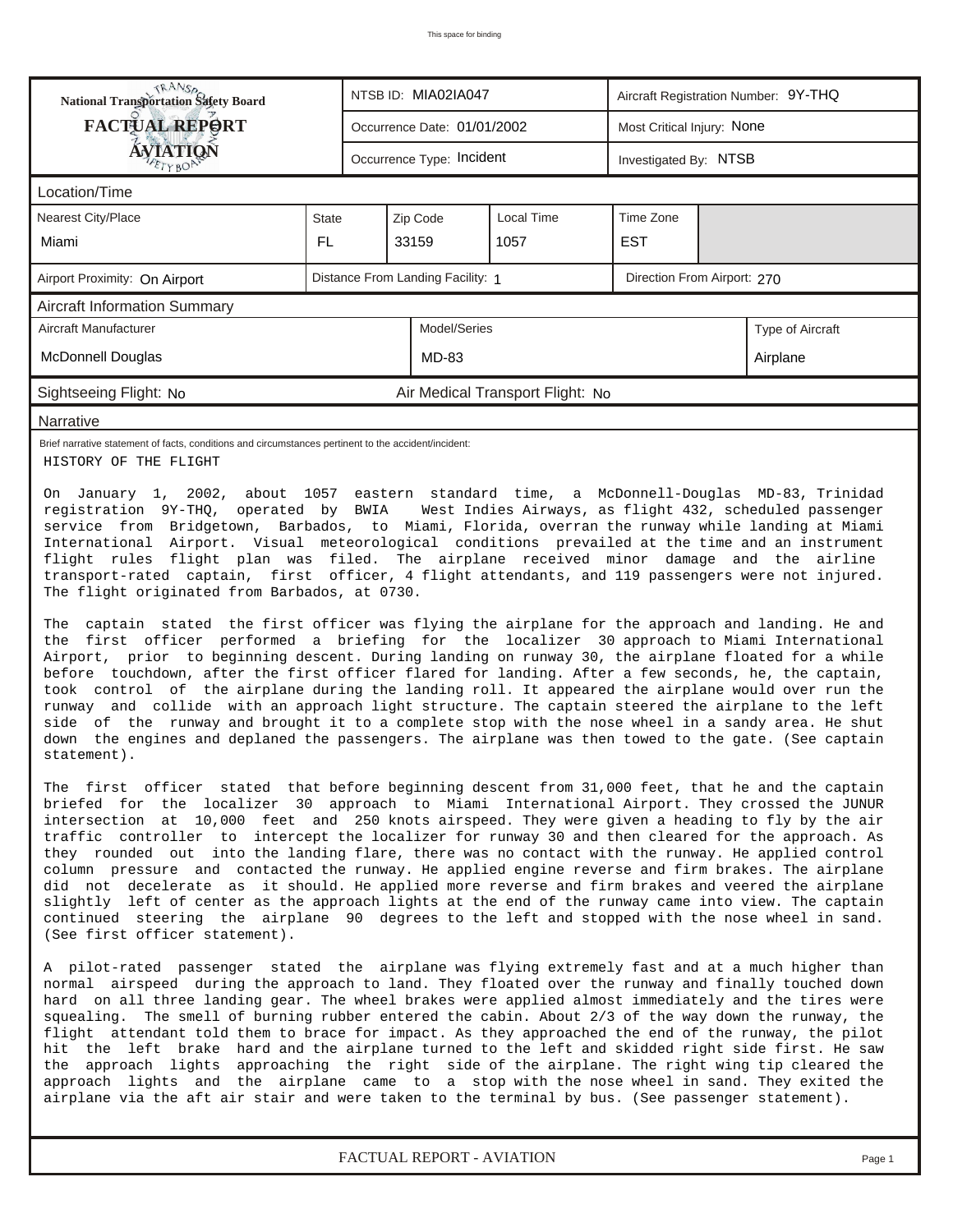| National Transportation Safety Board FACTUAL REPORT AVIATION | NTSB ID: MIA02IA047 | Aircraft Registration Number: 9Y-THQ |
|---|---|---|
| | Occurrence Date: 01/01/2002 | Most Critical Injury: None |
| | Occurrence Type: Incident | Investigated By: NTSB |

## Location/Time

| Nearest City/Place | State | Zip Code | Local Time | Time Zone |
|---|---|---|---|---|
| Miami | FL | 33159 | 1057 | EST |

| Airport Proximity: On Airport | Distance From Landing Facility: 1 | Direction From Airport: 270 |
|---|---|---|

## Aircraft Information Summary

| Aircraft Manufacturer | Model/Series | Type of Aircraft |
|---|---|---|
| McDonnell Douglas | MD-83 | Airplane |

Sightseeing Flight: No    Air Medical Transport Flight: No

## Narrative

Brief narrative statement of facts, conditions and circumstances pertinent to the accident/incident:

HISTORY OF THE FLIGHT

On January 1, 2002, about 1057 eastern standard time, a McDonnell-Douglas MD-83, Trinidad registration 9Y-THQ, operated by BWIA West Indies Airways, as flight 432, scheduled passenger service from Bridgetown, Barbados, to Miami, Florida, overran the runway while landing at Miami International Airport. Visual meteorological conditions prevailed at the time and an instrument flight rules flight plan was filed. The airplane received minor damage and the airline transport-rated captain, first officer, 4 flight attendants, and 119 passengers were not injured. The flight originated from Barbados, at 0730.

The captain stated the first officer was flying the airplane for the approach and landing. He and the first officer performed a briefing for the localizer 30 approach to Miami International Airport, prior to beginning descent. During landing on runway 30, the airplane floated for a while before touchdown, after the first officer flared for landing. After a few seconds, he, the captain, took control of the airplane during the landing roll. It appeared the airplane would over run the runway and collide with an approach light structure. The captain steered the airplane to the left side of the runway and brought it to a complete stop with the nose wheel in a sandy area. He shut down the engines and deplaned the passengers. The airplane was then towed to the gate. (See captain statement).

The first officer stated that before beginning descent from 31,000 feet, that he and the captain briefed for the localizer 30 approach to Miami International Airport. They crossed the JUNUR intersection at 10,000 feet and 250 knots airspeed. They were given a heading to fly by the air traffic controller to intercept the localizer for runway 30 and then cleared for the approach. As they rounded out into the landing flare, there was no contact with the runway. He applied control column pressure and contacted the runway. He applied engine reverse and firm brakes. The airplane did not decelerate as it should. He applied more reverse and firm brakes and veered the airplane slightly left of center as the approach lights at the end of the runway came into view. The captain continued steering the airplane 90 degrees to the left and stopped with the nose wheel in sand. (See first officer statement).

A pilot-rated passenger stated the airplane was flying extremely fast and at a much higher than normal airspeed during the approach to land. They floated over the runway and finally touched down hard on all three landing gear. The wheel brakes were applied almost immediately and the tires were squealing. The smell of burning rubber entered the cabin. About 2/3 of the way down the runway, the flight attendant told them to brace for impact. As they approached the end of the runway, the pilot hit the left brake hard and the airplane turned to the left and skidded right side first. He saw the approach lights approaching the right side of the airplane. The right wing tip cleared the approach lights and the airplane came to a stop with the nose wheel in sand. They exited the airplane via the aft air stair and were taken to the terminal by bus. (See passenger statement).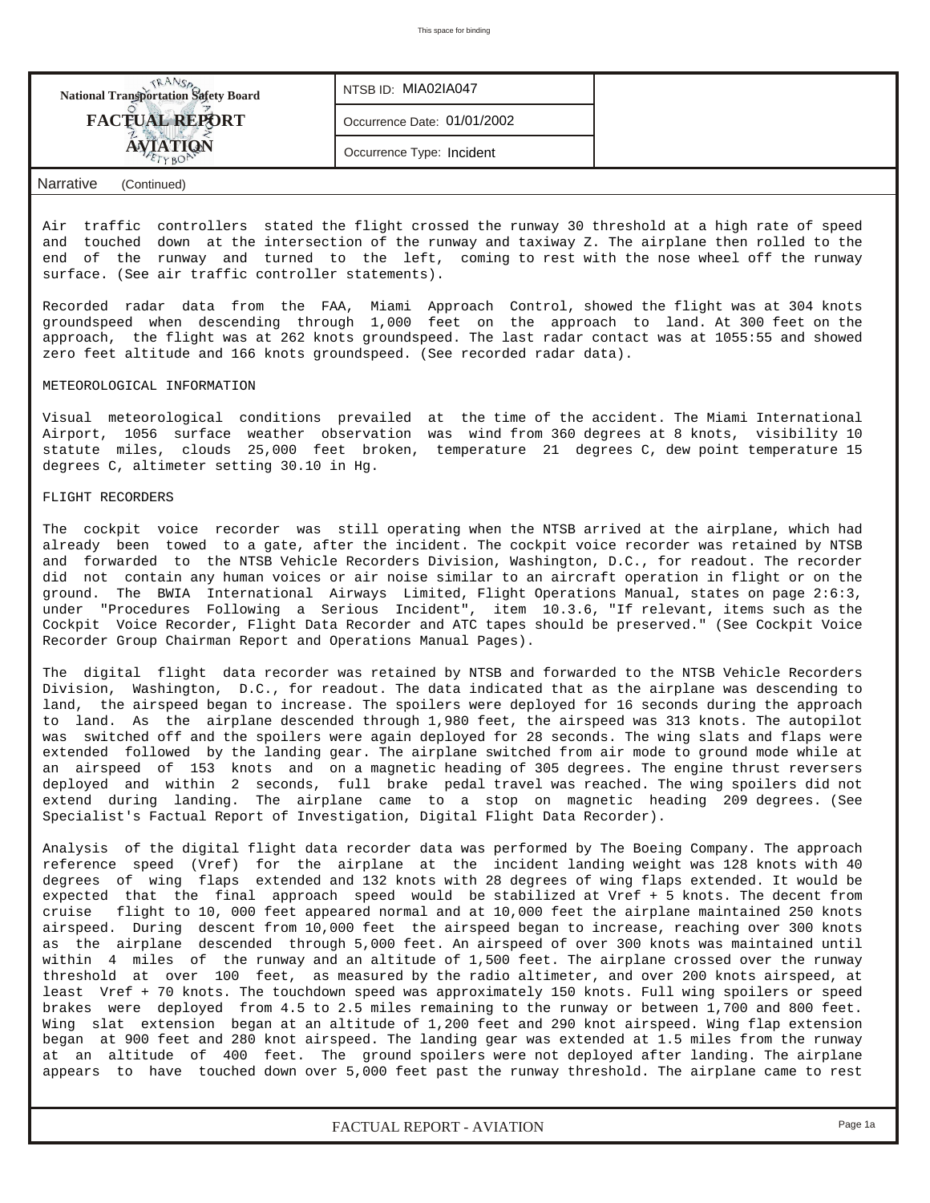**National Transportation Safety Board**
**FACTUAL REPORT**
**AVIATION**

NTSB ID: MIA02IA047

Occurrence Date: 01/01/2002

Occurrence Type: Incident

## Narrative (Continued)

Air traffic controllers stated the flight crossed the runway 30 threshold at a high rate of speed and touched down at the intersection of the runway and taxiway Z. The airplane then rolled to the end of the runway and turned to the left, coming to rest with the nose wheel off the runway surface. (See air traffic controller statements).

Recorded radar data from the FAA, Miami Approach Control, showed the flight was at 304 knots groundspeed when descending through 1,000 feet on the approach to land. At 300 feet on the approach, the flight was at 262 knots groundspeed. The last radar contact was at 1055:55 and showed zero feet altitude and 166 knots groundspeed. (See recorded radar data).

METEOROLOGICAL INFORMATION

Visual meteorological conditions prevailed at the time of the accident. The Miami International Airport, 1056 surface weather observation was wind from 360 degrees at 8 knots, visibility 10 statute miles, clouds 25,000 feet broken, temperature 21 degrees C, dew point temperature 15 degrees C, altimeter setting 30.10 in Hg.

FLIGHT RECORDERS

The cockpit voice recorder was still operating when the NTSB arrived at the airplane, which had already been towed to a gate, after the incident. The cockpit voice recorder was retained by NTSB and forwarded to the NTSB Vehicle Recorders Division, Washington, D.C., for readout. The recorder did not contain any human voices or air noise similar to an aircraft operation in flight or on the ground. The BWIA International Airways Limited, Flight Operations Manual, states on page 2:6:3, under "Procedures Following a Serious Incident", item 10.3.6, "If relevant, items such as the Cockpit Voice Recorder, Flight Data Recorder and ATC tapes should be preserved." (See Cockpit Voice Recorder Group Chairman Report and Operations Manual Pages).

The digital flight data recorder was retained by NTSB and forwarded to the NTSB Vehicle Recorders Division, Washington, D.C., for readout. The data indicated that as the airplane was descending to land, the airspeed began to increase. The spoilers were deployed for 16 seconds during the approach to land. As the airplane descended through 1,980 feet, the airspeed was 313 knots. The autopilot was switched off and the spoilers were again deployed for 28 seconds. The wing slats and flaps were extended followed by the landing gear. The airplane switched from air mode to ground mode while at an airspeed of 153 knots and on a magnetic heading of 305 degrees. The engine thrust reversers deployed and within 2 seconds, full brake pedal travel was reached. The wing spoilers did not extend during landing. The airplane came to a stop on magnetic heading 209 degrees. (See Specialist's Factual Report of Investigation, Digital Flight Data Recorder).

Analysis of the digital flight data recorder data was performed by The Boeing Company. The approach reference speed (Vref) for the airplane at the incident landing weight was 128 knots with 40 degrees of wing flaps extended and 132 knots with 28 degrees of wing flaps extended. It would be expected that the final approach speed would be stabilized at Vref + 5 knots. The decent from cruise flight to 10, 000 feet appeared normal and at 10,000 feet the airplane maintained 250 knots airspeed. During descent from 10,000 feet the airspeed began to increase, reaching over 300 knots as the airplane descended through 5,000 feet. An airspeed of over 300 knots was maintained until within 4 miles of the runway and an altitude of 1,500 feet. The airplane crossed over the runway threshold at over 100 feet, as measured by the radio altimeter, and over 200 knots airspeed, at least Vref + 70 knots. The touchdown speed was approximately 150 knots. Full wing spoilers or speed brakes were deployed from 4.5 to 2.5 miles remaining to the runway or between 1,700 and 800 feet. Wing slat extension began at an altitude of 1,200 feet and 290 knot airspeed. Wing flap extension began at 900 feet and 280 knot airspeed. The landing gear was extended at 1.5 miles from the runway at an altitude of 400 feet. The ground spoilers were not deployed after landing. The airplane appears to have touched down over 5,000 feet past the runway threshold. The airplane came to rest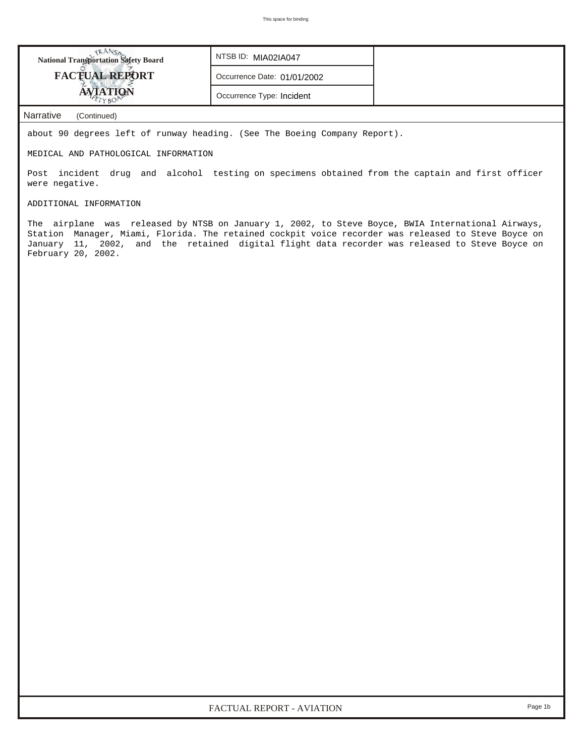**National Transportation Safety Board**
**FACTUAL REPORT**
**AVIATION**

| | |
|---|---|
| NTSB ID: MIA02IA047 | |
| Occurrence Date: 01/01/2002 | |
| Occurrence Type: Incident | |

## Narrative (Continued)

about 90 degrees left of runway heading. (See The Boeing Company Report).

MEDICAL AND PATHOLOGICAL INFORMATION

Post incident drug and alcohol testing on specimens obtained from the captain and first officer were negative.

ADDITIONAL INFORMATION

The airplane was released by NTSB on January 1, 2002, to Steve Boyce, BWIA International Airways, Station Manager, Miami, Florida. The retained cockpit voice recorder was released to Steve Boyce on January 11, 2002, and the retained digital flight data recorder was released to Steve Boyce on February 20, 2002.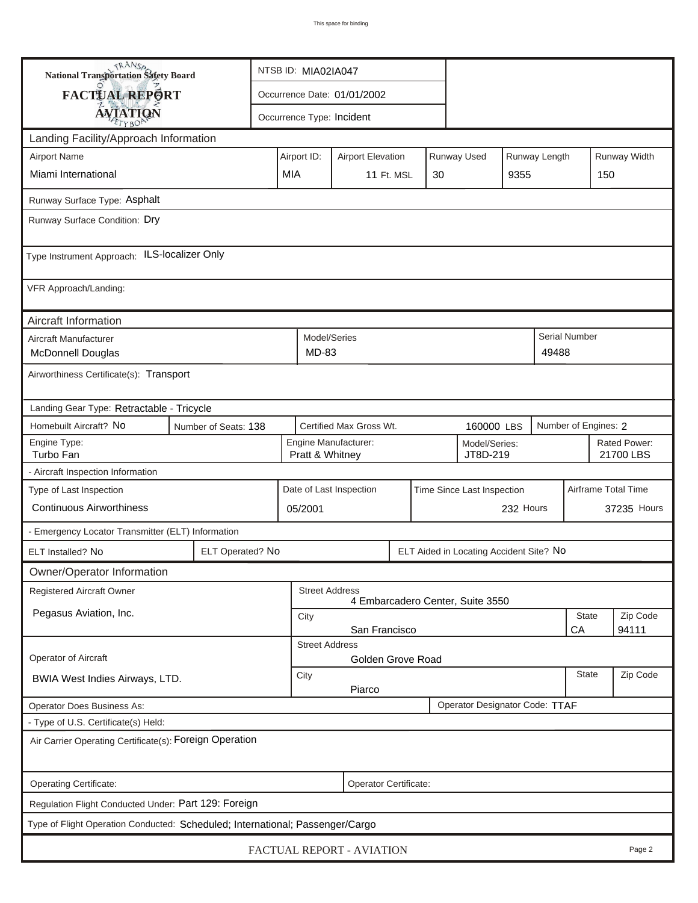**National Transportation Safety Board**

**FACTUAL REPORT**

**AVIATION**

NTSB ID: MIA02IA047

Occurrence Date: 01/01/2002

Occurrence Type: Incident

## Landing Facility/Approach Information

| Airport Name | Airport ID: | Airport Elevation | Runway Used | Runway Length | Runway Width |
|---|---|---|---|---|---|
| Miami International | MIA | 11 Ft. MSL | 30 | 9355 | 150 |

Runway Surface Type: Asphalt

Runway Surface Condition: Dry

Type Instrument Approach: ILS-localizer Only

VFR Approach/Landing:

## Aircraft Information

| Aircraft Manufacturer | Model/Series | Serial Number |
|---|---|---|
| McDonnell Douglas | MD-83 | 49488 |

Airworthiness Certificate(s): Transport

Landing Gear Type: Retractable - Tricycle

| Homebuilt Aircraft? | Number of Seats: | Certified Max Gross Wt. | Number of Engines: |
|---|---|---|---|
| No | 138 | 160000 LBS | 2 |

| Engine Type: | Engine Manufacturer: | Model/Series: | Rated Power: |
|---|---|---|---|
| Turbo Fan | Pratt & Whitney | JT8D-219 | 21700 LBS |

- Aircraft Inspection Information

| Type of Last Inspection | Date of Last Inspection | Time Since Last Inspection | Airframe Total Time |
|---|---|---|---|
| Continuous Airworthiness | 05/2001 | 232 Hours | 37235 Hours |

- Emergency Locator Transmitter (ELT) Information

| ELT Installed? | ELT Operated? | ELT Aided in Locating Accident Site? |
|---|---|---|
| No | No | No |

## Owner/Operator Information

| | | | | |
|---|---|---|---|---|
| Registered Aircraft Owner | Street Address | 4 Embarcadero Center, Suite 3550 | | |
| Pegasus Aviation, Inc. | City | San Francisco | State: CA | Zip Code: 94111 |
| Operator of Aircraft | Street Address | Golden Grove Road | | |
| BWIA West Indies Airways, LTD. | City | Piarco | State: | Zip Code: |

Operator Does Business As:

Operator Designator Code: TTAF

- Type of U.S. Certificate(s) Held:

Air Carrier Operating Certificate(s): Foreign Operation

Operating Certificate:

Operator Certificate:

Regulation Flight Conducted Under: Part 129: Foreign

Type of Flight Operation Conducted: Scheduled; International; Passenger/Cargo

FACTUAL REPORT - AVIATION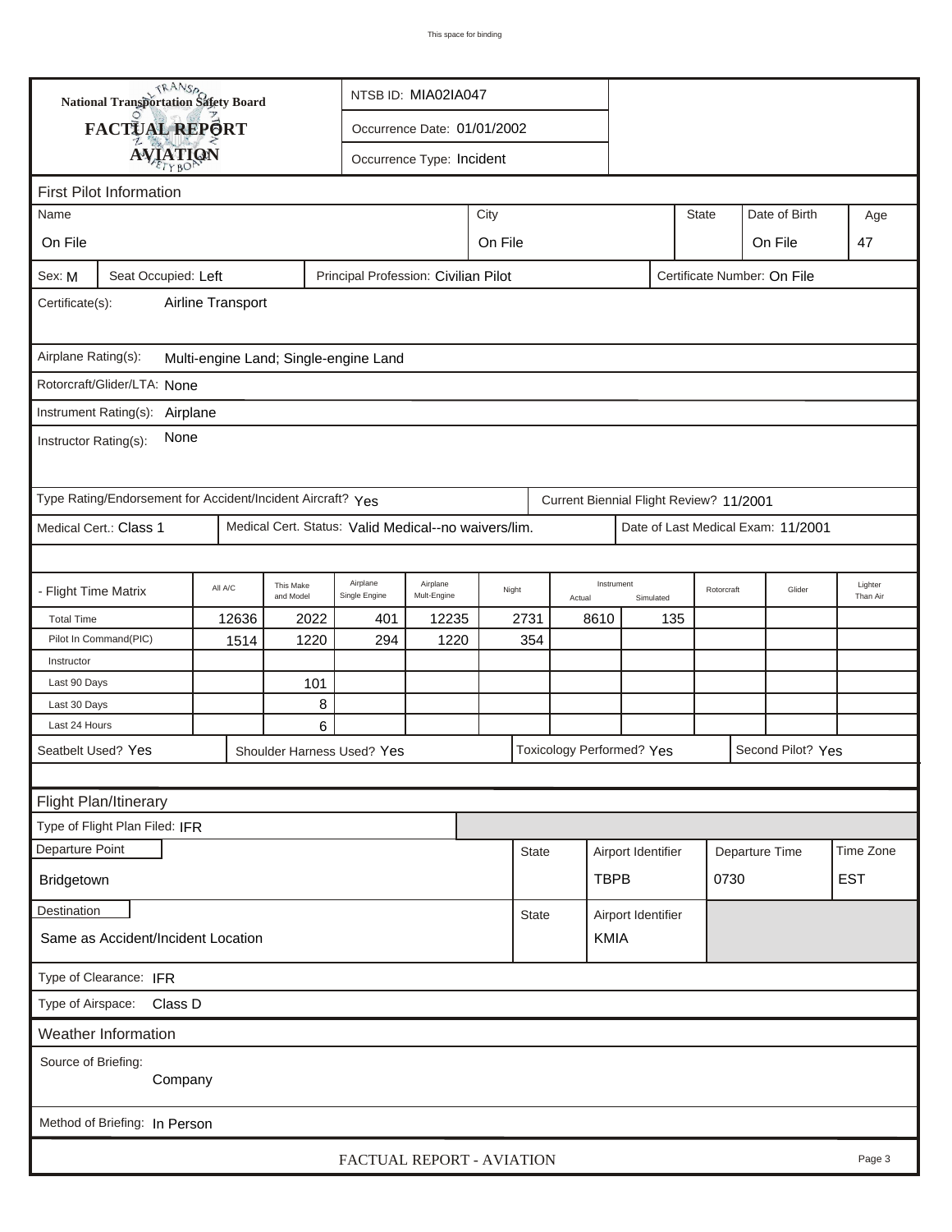This space for binding

**National Transportation Safety Board**

# FACTUAL REPORT
## AVIATION

NTSB ID: MIA02IA047

Occurrence Date: 01/01/2002

Occurrence Type: Incident

### First Pilot Information

| Name | City | State | Date of Birth | Age |
|---|---|---|---|---|
| On File | On File | | On File | 47 |

Sex: M | Seat Occupied: Left | Principal Profession: Civilian Pilot | Certificate Number: On File

Certificate(s): Airline Transport

Airplane Rating(s): Multi-engine Land; Single-engine Land

Rotorcraft/Glider/LTA: None

Instrument Rating(s): Airplane

Instructor Rating(s): None

Type Rating/Endorsement for Accident/Incident Aircraft? Yes | Current Biennial Flight Review? 11/2001

Medical Cert.: Class 1 | Medical Cert. Status: Valid Medical--no waivers/lim. | Date of Last Medical Exam: 11/2001

| - Flight Time Matrix | All A/C | This Make and Model | Airplane Single Engine | Airplane Mult-Engine | Night | Instrument Actual | Instrument Simulated | Rotorcraft | Glider | Lighter Than Air |
|---|---|---|---|---|---|---|---|---|---|---|
| Total Time | 12636 | 2022 | 401 | 12235 | 2731 | 8610 | 135 | | | |
| Pilot In Command(PIC) | 1514 | 1220 | 294 | 1220 | 354 | | | | | |
| Instructor | | | | | | | | | | |
| Last 90 Days | | 101 | | | | | | | | |
| Last 30 Days | | 8 | | | | | | | | |
| Last 24 Hours | | 6 | | | | | | | | |

Seatbelt Used? Yes | Shoulder Harness Used? Yes | Toxicology Performed? Yes | Second Pilot? Yes

### Flight Plan/Itinerary

Type of Flight Plan Filed: IFR

| Departure Point | State | Airport Identifier | Departure Time | Time Zone |
|---|---|---|---|---|
| Bridgetown | | TBPB | 0730 | EST |

| Destination | State | Airport Identifier |
|---|---|---|
| Same as Accident/Incident Location | | KMIA |

Type of Clearance: IFR

Type of Airspace: Class D

### Weather Information

Source of Briefing: Company

Method of Briefing: In Person

FACTUAL REPORT - AVIATION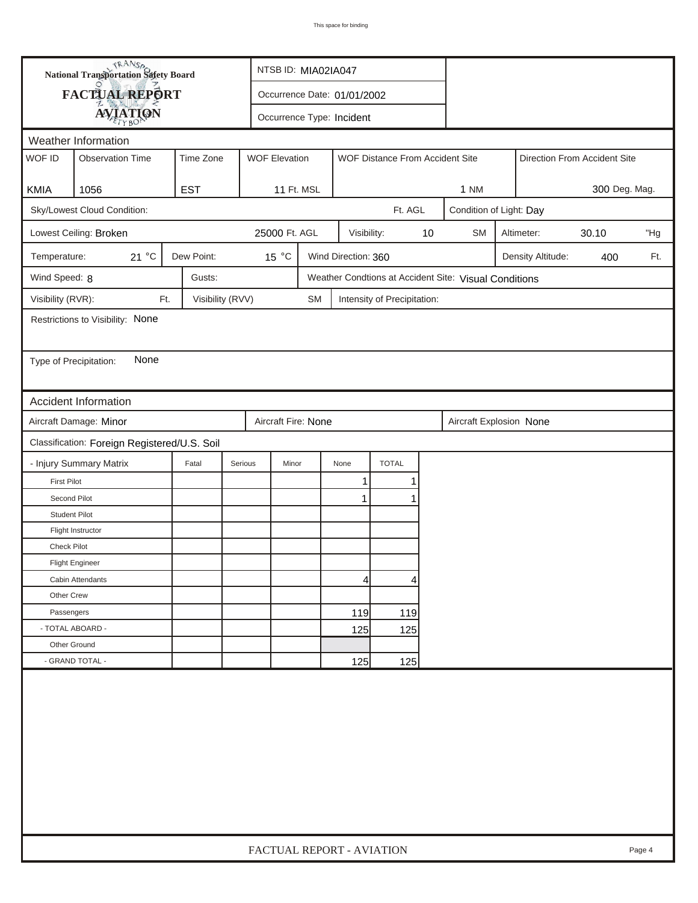This space for binding

**National Transportation Safety Board**

# FACTUAL REPORT
## AVIATION

NTSB ID: MIA02IA047

Occurrence Date: 01/01/2002

Occurrence Type: Incident

## Weather Information

| WOF ID | Observation Time | Time Zone | WOF Elevation | WOF Distance From Accident Site | Direction From Accident Site |
|---|---|---|---|---|---|
| KMIA | 1056 | EST | 11 Ft. MSL | 1 NM | 300 Deg. Mag. |

Sky/Lowest Cloud Condition: Ft. AGL

Condition of Light: Day

Lowest Ceiling: Broken 25000 Ft. AGL

Visibility: 10 SM

Altimeter: 30.10 "Hg

Temperature: 21 °C

Dew Point: 15 °C

Wind Direction: 360

Density Altitude: 400 Ft.

Wind Speed: 8

Gusts:

Weather Condtions at Accident Site: Visual Conditions

Visibility (RVR): Ft.

Visibility (RVV) SM

Intensity of Precipitation:

Restrictions to Visibility: None

Type of Precipitation: None

## Accident Information

Aircraft Damage: Minor

Aircraft Fire: None

Aircraft Explosion None

Classification: Foreign Registered/U.S. Soil

| - Injury Summary Matrix | Fatal | Serious | Minor | None | TOTAL |
|---|---|---|---|---|---|
| First Pilot | | | | 1 | 1 |
| Second Pilot | | | | 1 | 1 |
| Student Pilot | | | | | |
| Flight Instructor | | | | | |
| Check Pilot | | | | | |
| Flight Engineer | | | | | |
| Cabin Attendants | | | | 4 | 4 |
| Other Crew | | | | | |
| Passengers | | | | 119 | 119 |
| - TOTAL ABOARD - | | | | 125 | 125 |
| Other Ground | | | | | |
| - GRAND TOTAL - | | | | 125 | 125 |

FACTUAL REPORT - AVIATION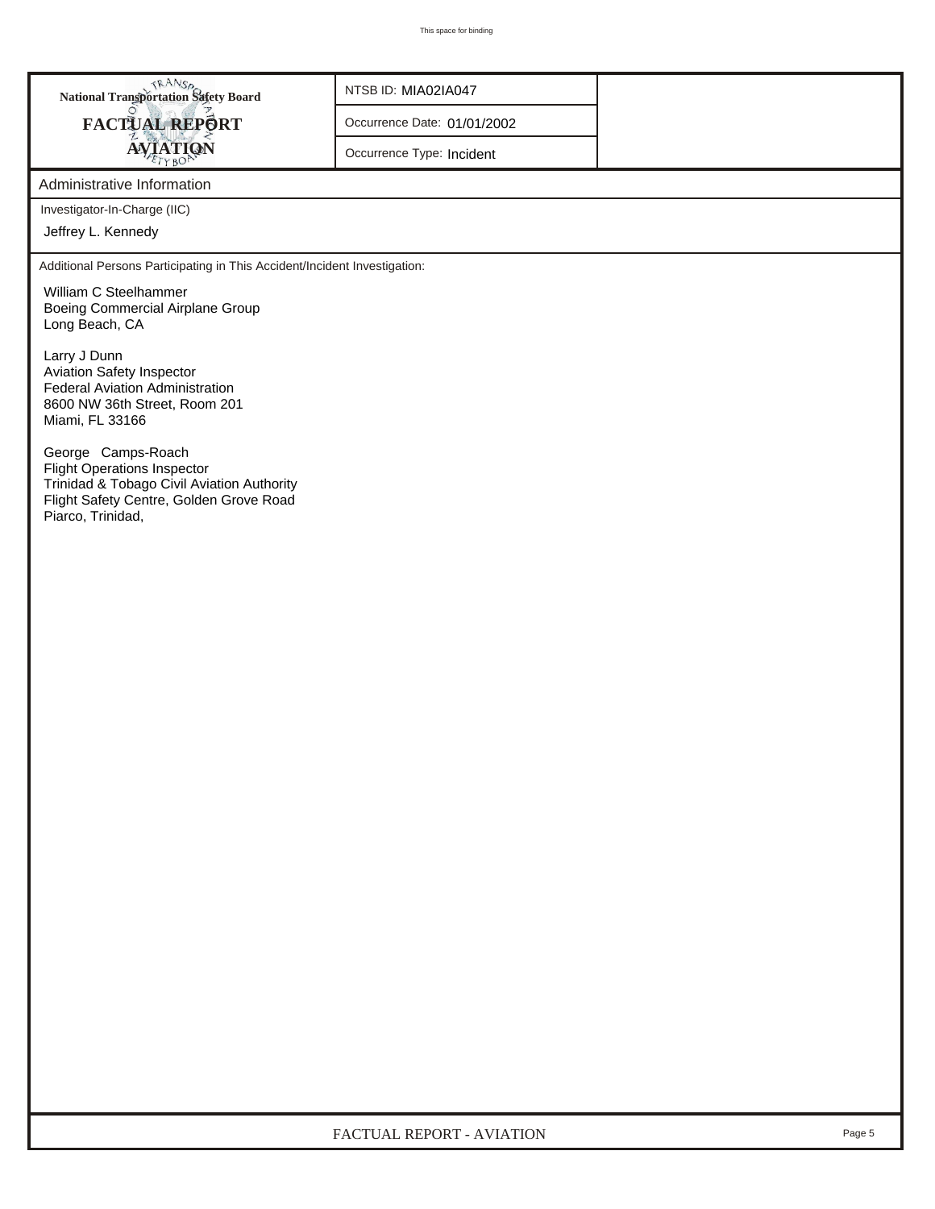**National Transportation Safety Board**

**FACTUAL REPORT**

**AVIATION**

NTSB ID: MIA02IA047

Occurrence Date: 01/01/2002

Occurrence Type: Incident

## Administrative Information

Investigator-In-Charge (IIC)

Jeffrey L. Kennedy

Additional Persons Participating in This Accident/Incident Investigation:

William C Steelhammer
Boeing Commercial Airplane Group
Long Beach, CA

Larry J Dunn
Aviation Safety Inspector
Federal Aviation Administration
8600 NW 36th Street, Room 201
Miami, FL 33166

George Camps-Roach
Flight Operations Inspector
Trinidad & Tobago Civil Aviation Authority
Flight Safety Centre, Golden Grove Road
Piarco, Trinidad,